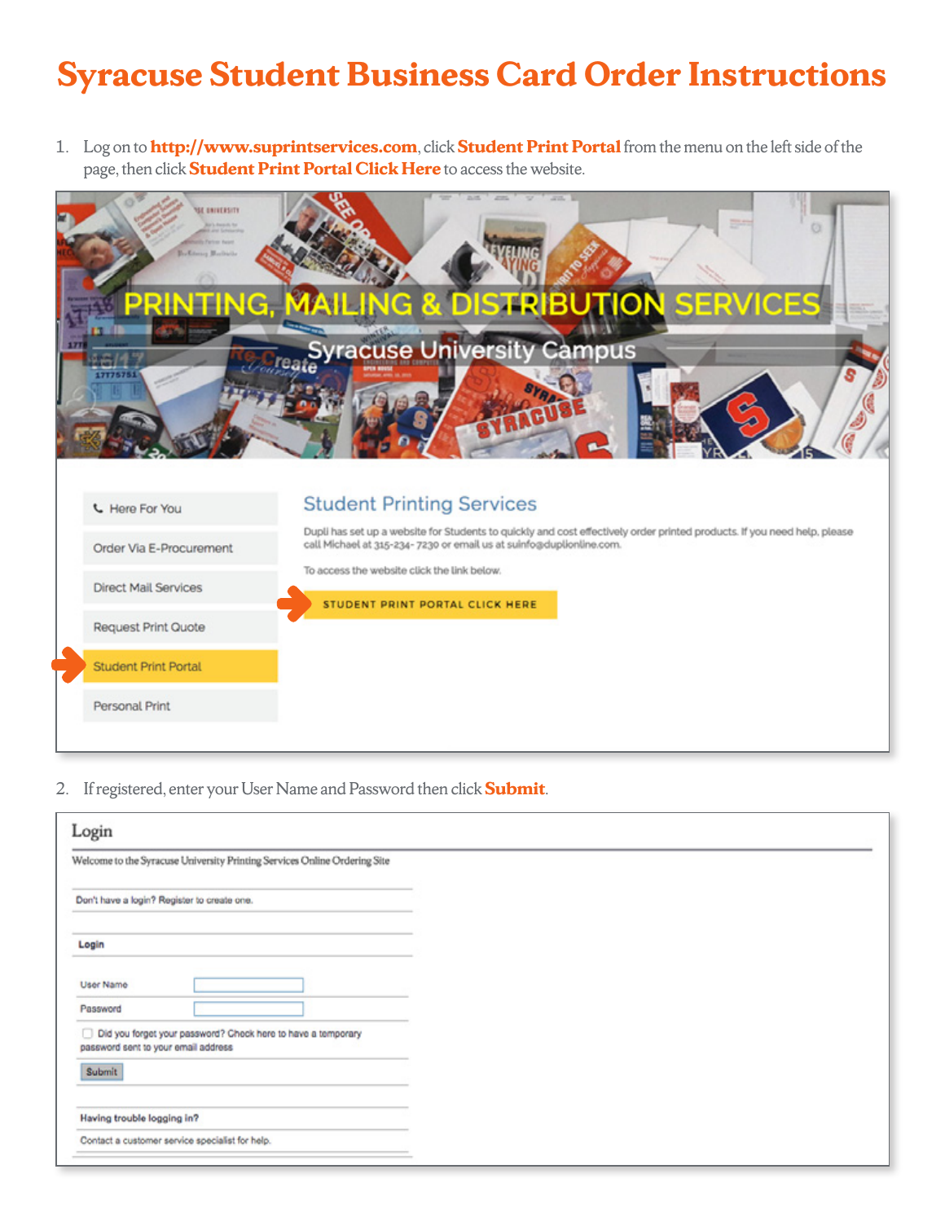# Syracuse Student Business Card Order Instructions

1. Log on to **http://www.suprintservices.com**, click **Student Print Portal** from the menu on the left side of the page, then click **Student Print Portal Click Here** to access the website.

2. If registered, enter your User Name and Password then click **Submit**.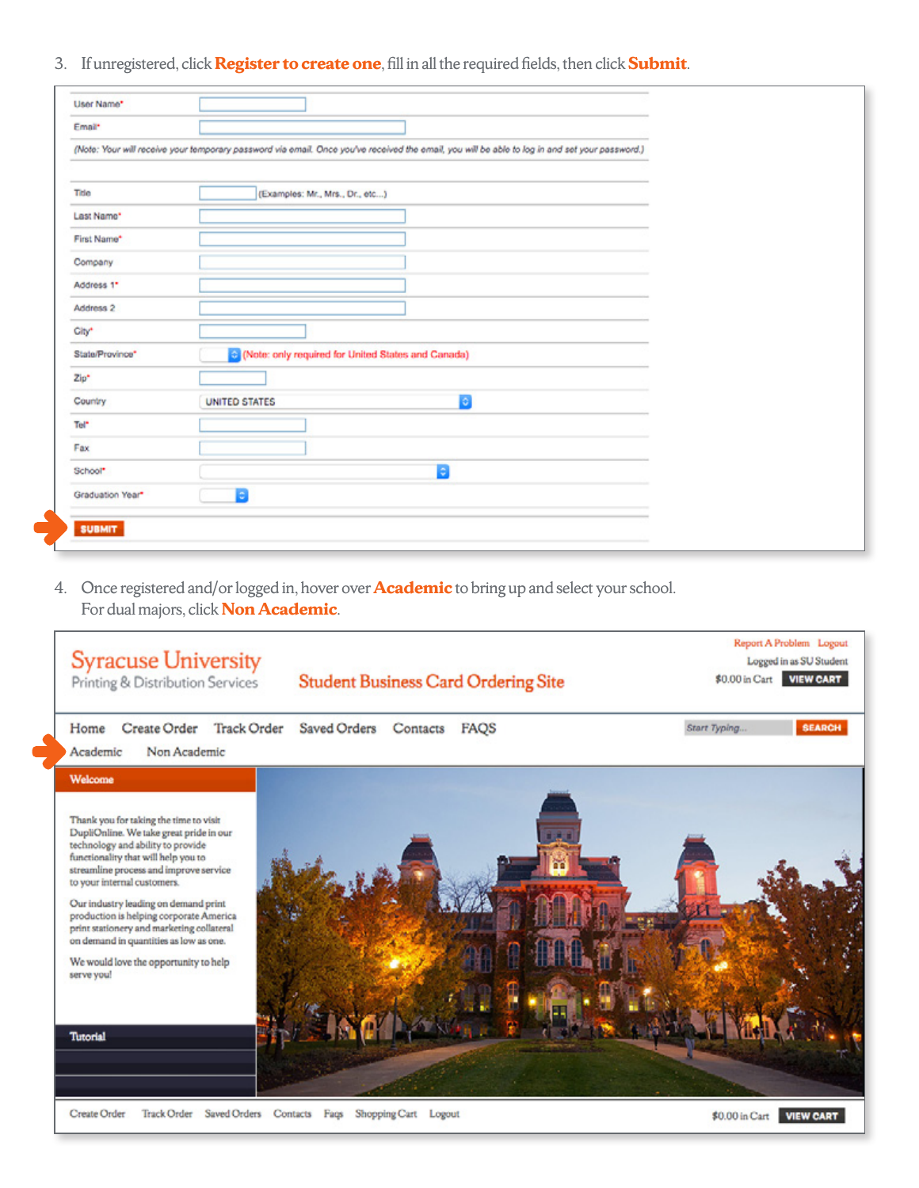3. If unregistered, click **Register to create one**, fill in all the required fields, then click **Submit**.

User Name*

Email*

(Note: Your will receive your temporary password via email. Once you've received the email, you will be able to log in and set your password.)

Title (Examples: Mr., Mrs., Dr., etc...)

Last Name*

First Name*

Company

Address 1*

Address 2

City*

State/Province* (Note: only required for United States and Canada)

Zip*

Country UNITED STATES

Tel*

Fax

School*

Graduation Year*

SUBMIT

4. Once registered and/or logged in, hover over **Academic** to bring up and select your school. For dual majors, click **Non Academic**.

Syracuse University Printing & Distribution Services — Student Business Card Ordering Site

Report A Problem Logout

Logged in as SU Student

$0.00 in Cart VIEW CART

Home Create Order Track Order Saved Orders Contacts FAQS

Start Typing... SEARCH

Academic Non Academic

Welcome

Thank you for taking the time to visit DupliOnline. We take great pride in our technology and ability to provide functionality that will help you to streamline process and improve service to your internal customers.

Our industry leading on demand print production is helping corporate America print stationery and marketing collateral on demand in quantities as low as one.

We would love the opportunity to help serve you!

Tutorial

Create Order Track Order Saved Orders Contacts Faqs Shopping Cart Logout

$0.00 in Cart VIEW CART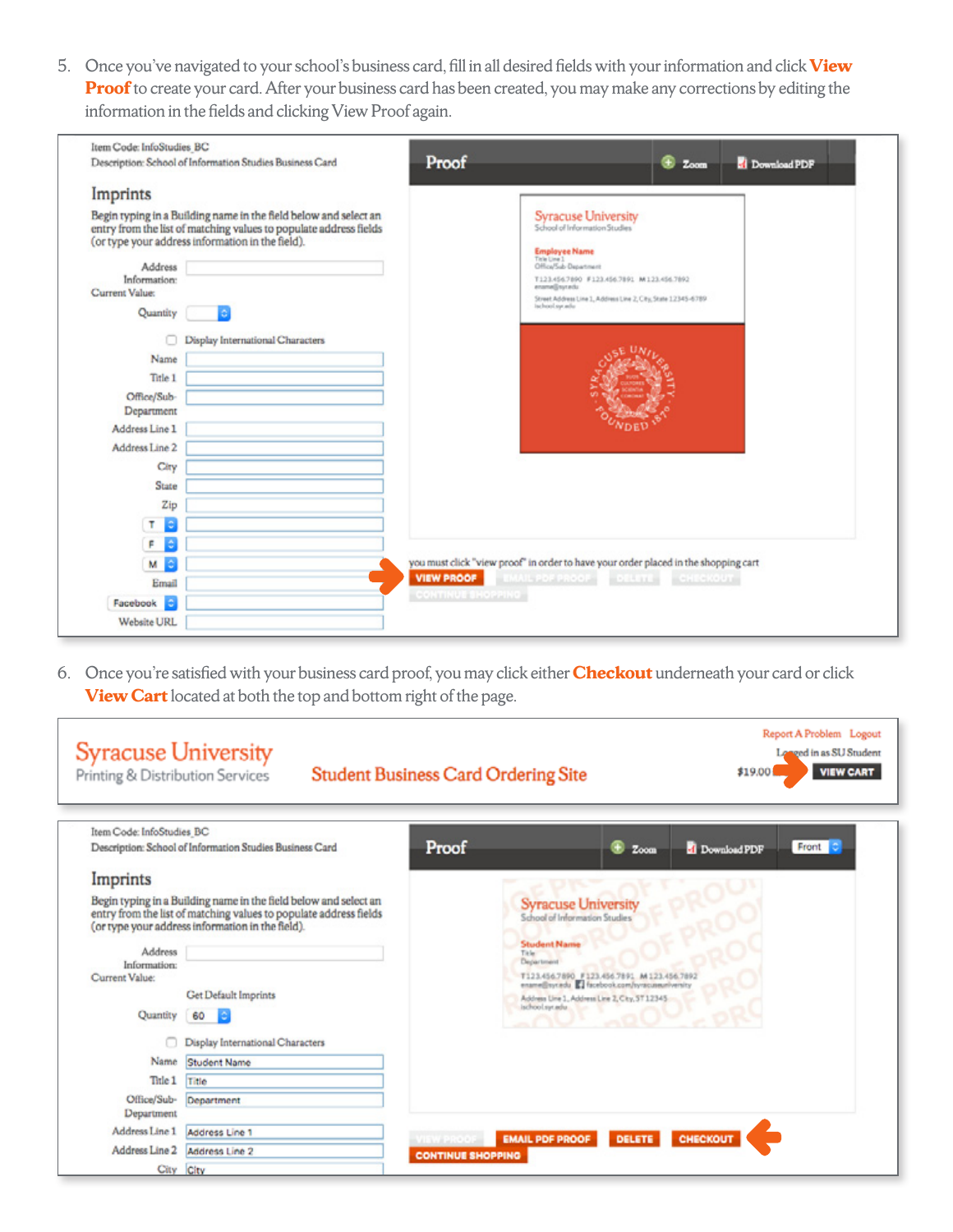5. Once you've navigated to your school's business card, fill in all desired fields with your information and click **View Proof** to create your card. After your business card has been created, you may make any corrections by editing the information in the fields and clicking View Proof again.

6. Once you're satisfied with your business card proof, you may click either **Checkout** underneath your card or click **View Cart** located at both the top and bottom right of the page.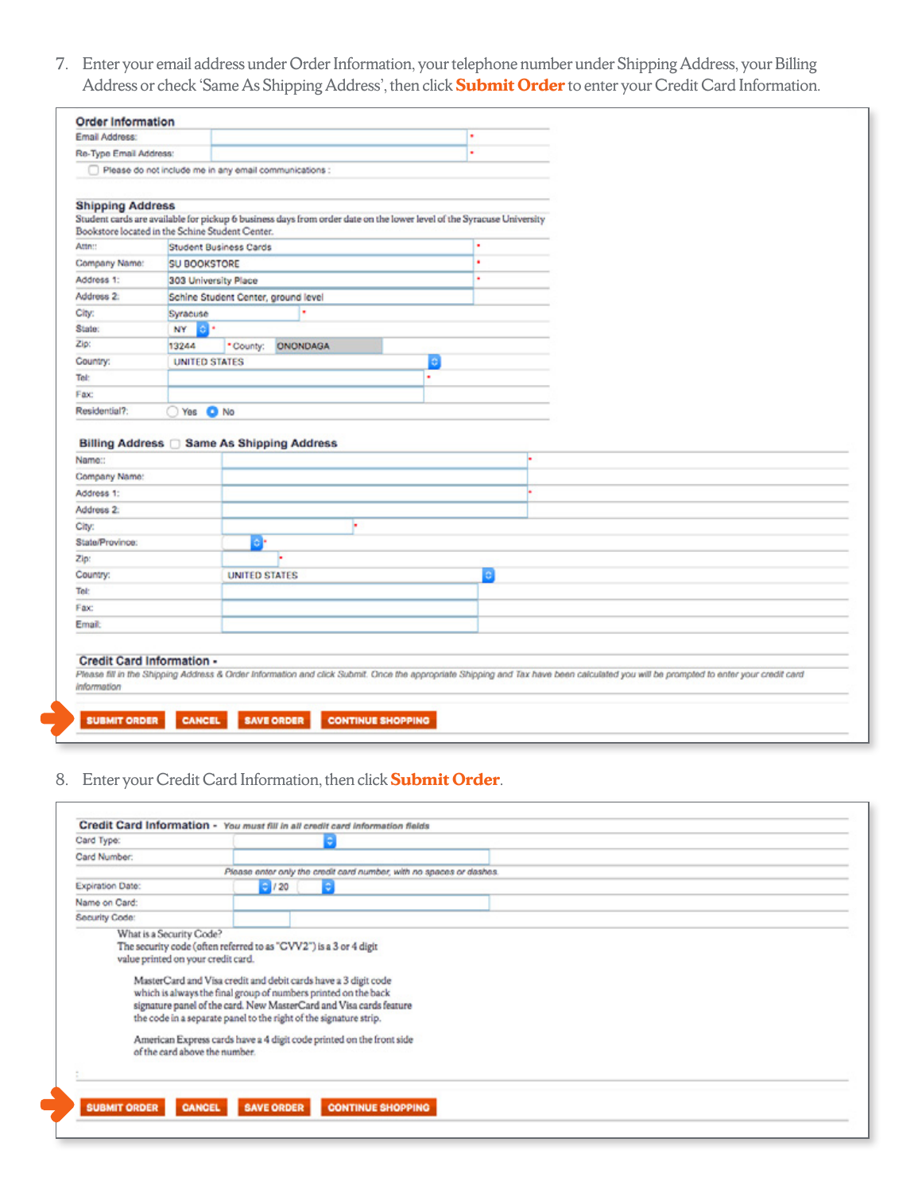7. Enter your email address under Order Information, your telephone number under Shipping Address, your Billing Address or check 'Same As Shipping Address', then click **Submit Order** to enter your Credit Card Information.

**Order Information**

| | | |
|---|---|---|
| Email Address: | | * |
| Re-Type Email Address: | | * |

☐ Please do not include me in any email communications :

**Shipping Address**

Student cards are available for pickup 6 business days from order date on the lower level of the Syracuse University Bookstore located in the Schine Student Center.

| | | |
|---|---|---|
| Attn:: | Student Business Cards | * |
| Company Name: | SU BOOKSTORE | * |
| Address 1: | 303 University Place | * |
| Address 2: | Schine Student Center, ground level | |
| City: | Syracuse | * |
| State: | NY | * |
| Zip: | 13244 | * County: ONONDAGA |
| Country: | UNITED STATES | |
| Tel: | | * |
| Fax: | | |
| Residential?: | ○ Yes ● No | |

**Billing Address** ☐ **Same As Shipping Address**

| | | |
|---|---|---|
| Name:: | | * |
| Company Name: | | |
| Address 1: | | * |
| Address 2: | | |
| City: | | * |
| State/Province: | | * |
| Zip: | | * |
| Country: | UNITED STATES | |
| Tel: | | |
| Fax: | | |
| Email: | | |

**Credit Card Information -**

*Please fill in the Shipping Address & Order Information and click Submit. Once the appropriate Shipping and Tax have been calculated you will be prompted to enter your credit card information*

SUBMIT ORDER | CANCEL | SAVE ORDER | CONTINUE SHOPPING

8. Enter your Credit Card Information, then click **Submit Order**.

**Credit Card Information -** *You must fill in all credit card information fields*

| | |
|---|---|
| Card Type: | |
| Card Number: | |
| | *Please enter only the credit card number, with no spaces or dashes.* |
| Expiration Date: | / 20 |
| Name on Card: | |
| Security Code: | |

What is a Security Code?
The security code (often referred to as "CVV2") is a 3 or 4 digit value printed on your credit card.

MasterCard and Visa credit and debit cards have a 3 digit code which is always the final group of numbers printed on the back signature panel of the card. New MasterCard and Visa cards feature the code in a separate panel to the right of the signature strip.

American Express cards have a 4 digit code printed on the front side of the card above the number.

SUBMIT ORDER | CANCEL | SAVE ORDER | CONTINUE SHOPPING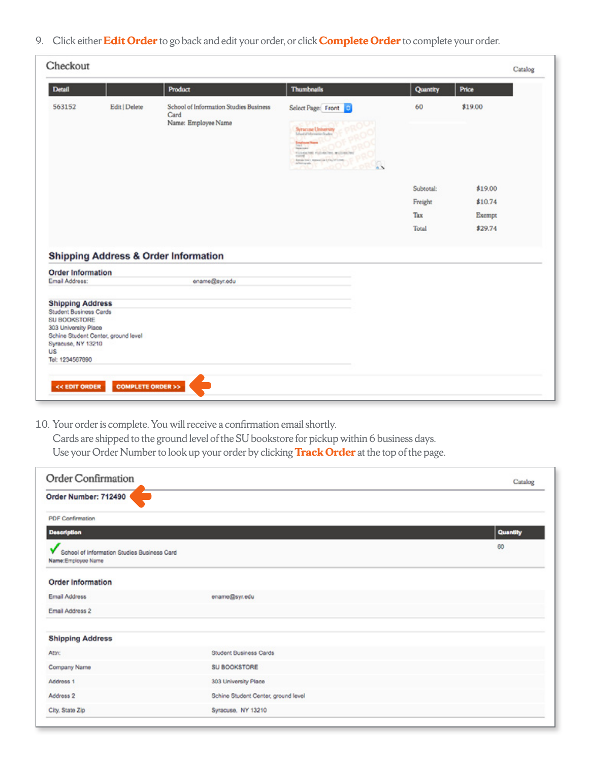9. Click either **Edit Order** to go back and edit your order, or click **Complete Order** to complete your order.

Checkout

Catalog

| Detail | | Product | Thumbnails | Quantity | Price |
|---|---|---|---|---|---|
| 563152 | Edit \| Delete | School of Information Studies Business Card<br>Name: Employee Name | Select Page: Front | 60 | $19.00 |

| | |
|---|---|
| Subtotal: | $19.00 |
| Freight | $10.74 |
| Tax | Exempt |
| Total | $29.74 |

**Shipping Address & Order Information**

**Order Information**

Email Address: ename@syr.edu

**Shipping Address**

Student Business Cards
SU BOOKSTORE
303 University Place
Schine Student Center, ground level
Syracuse, NY 13210
US
Tel: 1234567890

<< EDIT ORDER    COMPLETE ORDER >>

10. Your order is complete. You will receive a confirmation email shortly.
    Cards are shipped to the ground level of the SU bookstore for pickup within 6 business days.
    Use your Order Number to look up your order by clicking **Track Order** at the top of the page.

Order Confirmation

Catalog

**Order Number: 712490**

PDF Confirmation

| Description | Quantity |
|---|---|
| ✓ School of Information Studies Business Card<br>Name:Employee Name | 60 |

**Order Information**

| | |
|---|---|
| Email Address | ename@syr.edu |
| Email Address 2 | |

**Shipping Address**

| | |
|---|---|
| Attn: | Student Business Cards |
| Company Name | SU BOOKSTORE |
| Address 1 | 303 University Place |
| Address 2 | Schine Student Center, ground level |
| City, State Zip | Syracuse, NY 13210 |